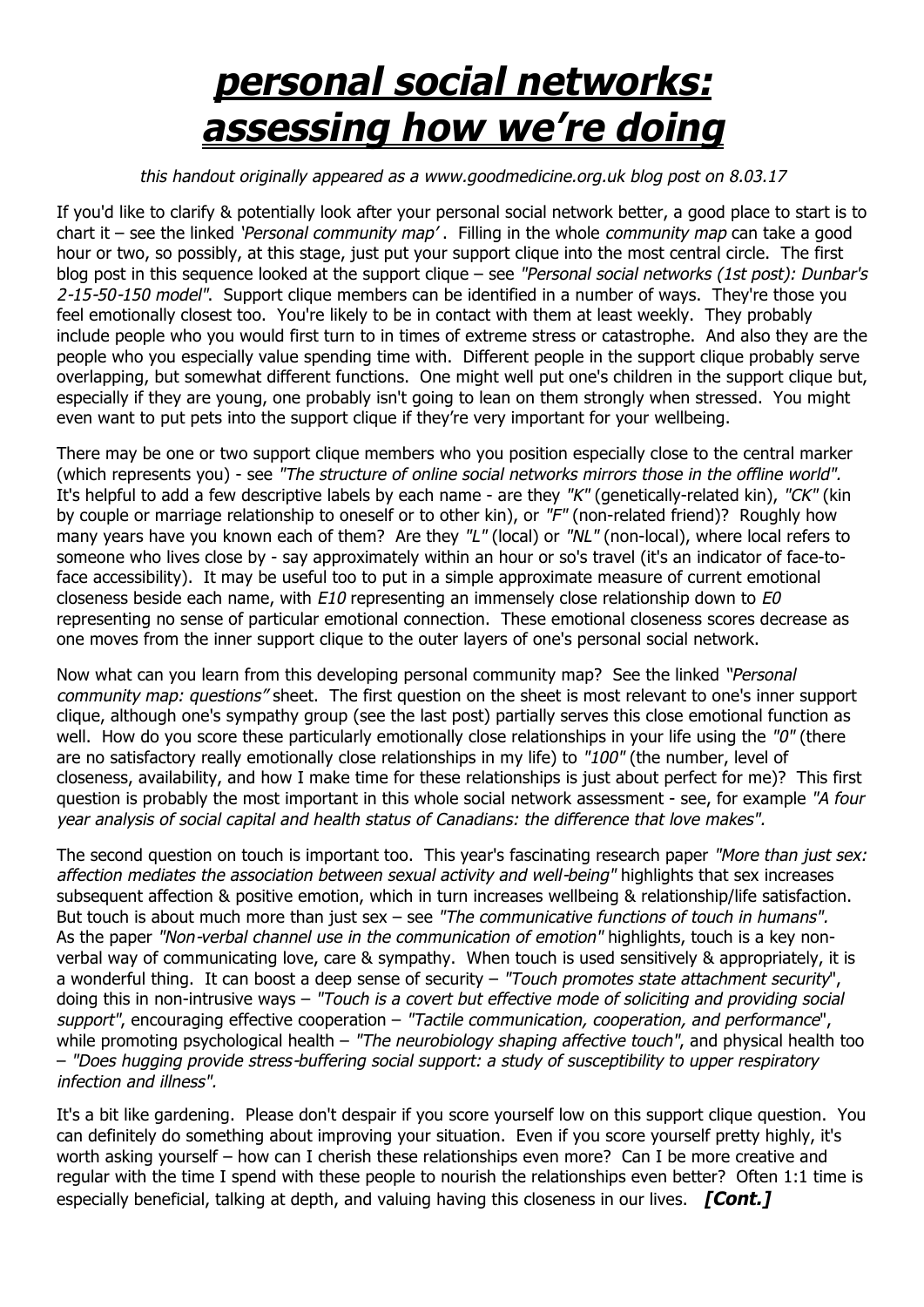# ***personal social networks: assessing how we're doing***

*this handout originally appeared as a www.goodmedicine.org.uk blog post on 8.03.17*

If you'd like to clarify & potentially look after your personal social network better, a good place to start is to chart it – see the linked *'Personal community map'* . Filling in the whole *community map* can take a good hour or two, so possibly, at this stage, just put your support clique into the most central circle. The first blog post in this sequence looked at the support clique – see *"Personal social networks (1st post): Dunbar's 2-15-50-150 model"*. Support clique members can be identified in a number of ways. They're those you feel emotionally closest too. You're likely to be in contact with them at least weekly. They probably include people who you would first turn to in times of extreme stress or catastrophe. And also they are the people who you especially value spending time with. Different people in the support clique probably serve overlapping, but somewhat different functions. One might well put one's children in the support clique but, especially if they are young, one probably isn't going to lean on them strongly when stressed. You might even want to put pets into the support clique if they're very important for your wellbeing.

There may be one or two support clique members who you position especially close to the central marker (which represents you) - see *"The structure of online social networks mirrors those in the offline world"*. It's helpful to add a few descriptive labels by each name - are they *"K"* (genetically-related kin), *"CK"* (kin by couple or marriage relationship to oneself or to other kin), or *"F"* (non-related friend)? Roughly how many years have you known each of them? Are they *"L"* (local) or *"NL"* (non-local), where local refers to someone who lives close by - say approximately within an hour or so's travel (it's an indicator of face-to-face accessibility). It may be useful too to put in a simple approximate measure of current emotional closeness beside each name, with *E10* representing an immensely close relationship down to *E0* representing no sense of particular emotional connection. These emotional closeness scores decrease as one moves from the inner support clique to the outer layers of one's personal social network.

Now what can you learn from this developing personal community map? See the linked *"Personal community map: questions"* sheet. The first question on the sheet is most relevant to one's inner support clique, although one's sympathy group (see the last post) partially serves this close emotional function as well. How do you score these particularly emotionally close relationships in your life using the *"0"* (there are no satisfactory really emotionally close relationships in my life) to *"100"* (the number, level of closeness, availability, and how I make time for these relationships is just about perfect for me)? This first question is probably the most important in this whole social network assessment - see, for example *"A four year analysis of social capital and health status of Canadians: the difference that love makes"*.

The second question on touch is important too. This year's fascinating research paper *"More than just sex: affection mediates the association between sexual activity and well-being"* highlights that sex increases subsequent affection & positive emotion, which in turn increases wellbeing & relationship/life satisfaction. But touch is about much more than just sex – see *"The communicative functions of touch in humans"*. As the paper *"Non-verbal channel use in the communication of emotion"* highlights, touch is a key non-verbal way of communicating love, care & sympathy. When touch is used sensitively & appropriately, it is a wonderful thing. It can boost a deep sense of security – *"Touch promotes state attachment security"*, doing this in non-intrusive ways – *"Touch is a covert but effective mode of soliciting and providing social support"*, encouraging effective cooperation – *"Tactile communication, cooperation, and performance"*, while promoting psychological health – *"The neurobiology shaping affective touch"*, and physical health too – *"Does hugging provide stress-buffering social support: a study of susceptibility to upper respiratory infection and illness"*.

It's a bit like gardening. Please don't despair if you score yourself low on this support clique question. You can definitely do something about improving your situation. Even if you score yourself pretty highly, it's worth asking yourself – how can I cherish these relationships even more? Can I be more creative and regular with the time I spend with these people to nourish the relationships even better? Often 1:1 time is especially beneficial, talking at depth, and valuing having this closeness in our lives. ***[Cont.]***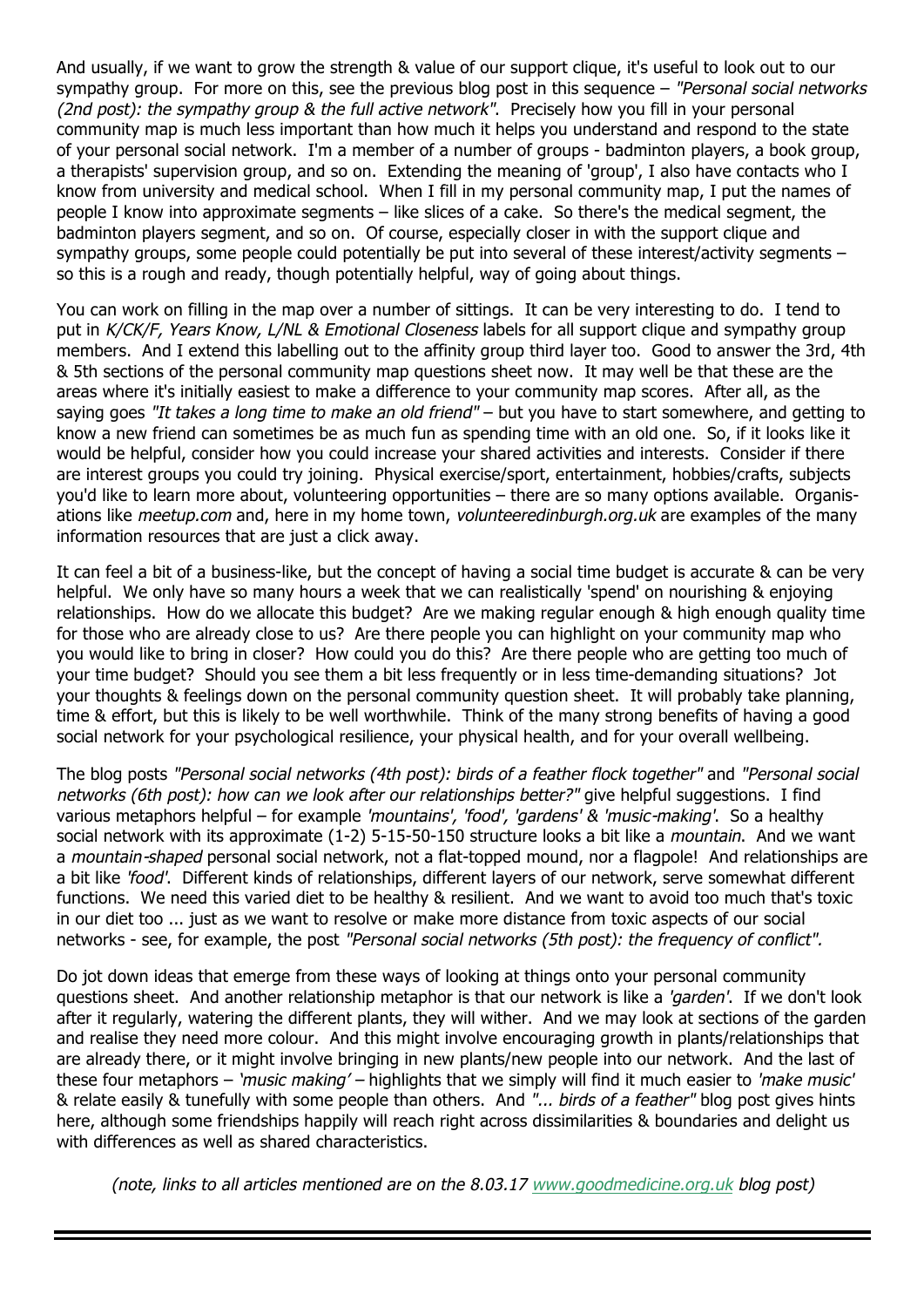And usually, if we want to grow the strength & value of our support clique, it's useful to look out to our sympathy group. For more on this, see the previous blog post in this sequence – *"Personal social networks (2nd post): the sympathy group & the full active network"*. Precisely how you fill in your personal community map is much less important than how much it helps you understand and respond to the state of your personal social network. I'm a member of a number of groups - badminton players, a book group, a therapists' supervision group, and so on. Extending the meaning of 'group', I also have contacts who I know from university and medical school. When I fill in my personal community map, I put the names of people I know into approximate segments – like slices of a cake. So there's the medical segment, the badminton players segment, and so on. Of course, especially closer in with the support clique and sympathy groups, some people could potentially be put into several of these interest/activity segments – so this is a rough and ready, though potentially helpful, way of going about things.

You can work on filling in the map over a number of sittings. It can be very interesting to do. I tend to put in *K/CK/F, Years Know, L/NL & Emotional Closeness* labels for all support clique and sympathy group members. And I extend this labelling out to the affinity group third layer too. Good to answer the 3rd, 4th & 5th sections of the personal community map questions sheet now. It may well be that these are the areas where it's initially easiest to make a difference to your community map scores. After all, as the saying goes *"It takes a long time to make an old friend"* – but you have to start somewhere, and getting to know a new friend can sometimes be as much fun as spending time with an old one. So, if it looks like it would be helpful, consider how you could increase your shared activities and interests. Consider if there are interest groups you could try joining. Physical exercise/sport, entertainment, hobbies/crafts, subjects you'd like to learn more about, volunteering opportunities – there are so many options available. Organisations like *meetup.com* and, here in my home town, *volunteeredinburgh.org.uk* are examples of the many information resources that are just a click away.

It can feel a bit of a business-like, but the concept of having a social time budget is accurate & can be very helpful. We only have so many hours a week that we can realistically 'spend' on nourishing & enjoying relationships. How do we allocate this budget? Are we making regular enough & high enough quality time for those who are already close to us? Are there people you can highlight on your community map who you would like to bring in closer? How could you do this? Are there people who are getting too much of your time budget? Should you see them a bit less frequently or in less time-demanding situations? Jot your thoughts & feelings down on the personal community question sheet. It will probably take planning, time & effort, but this is likely to be well worthwhile. Think of the many strong benefits of having a good social network for your psychological resilience, your physical health, and for your overall wellbeing.

The blog posts *"Personal social networks (4th post): birds of a feather flock together"* and *"Personal social networks (6th post): how can we look after our relationships better?"* give helpful suggestions. I find various metaphors helpful – for example *'mountains', 'food', 'gardens' & 'music-making'*. So a healthy social network with its approximate (1-2) 5-15-50-150 structure looks a bit like a *mountain*. And we want a *mountain-shaped* personal social network, not a flat-topped mound, nor a flagpole! And relationships are a bit like *'food'*. Different kinds of relationships, different layers of our network, serve somewhat different functions. We need this varied diet to be healthy & resilient. And we want to avoid too much that's toxic in our diet too ... just as we want to resolve or make more distance from toxic aspects of our social networks - see, for example, the post *"Personal social networks (5th post): the frequency of conflict"*.

Do jot down ideas that emerge from these ways of looking at things onto your personal community questions sheet. And another relationship metaphor is that our network is like a *'garden'*. If we don't look after it regularly, watering the different plants, they will wither. And we may look at sections of the garden and realise they need more colour. And this might involve encouraging growth in plants/relationships that are already there, or it might involve bringing in new plants/new people into our network. And the last of these four metaphors – *'music making'* – highlights that we simply will find it much easier to *'make music'* & relate easily & tunefully with some people than others. And *"... birds of a feather"* blog post gives hints here, although some friendships happily will reach right across dissimilarities & boundaries and delight us with differences as well as shared characteristics.

*(note, links to all articles mentioned are on the 8.03.17 www.goodmedicine.org.uk blog post)*